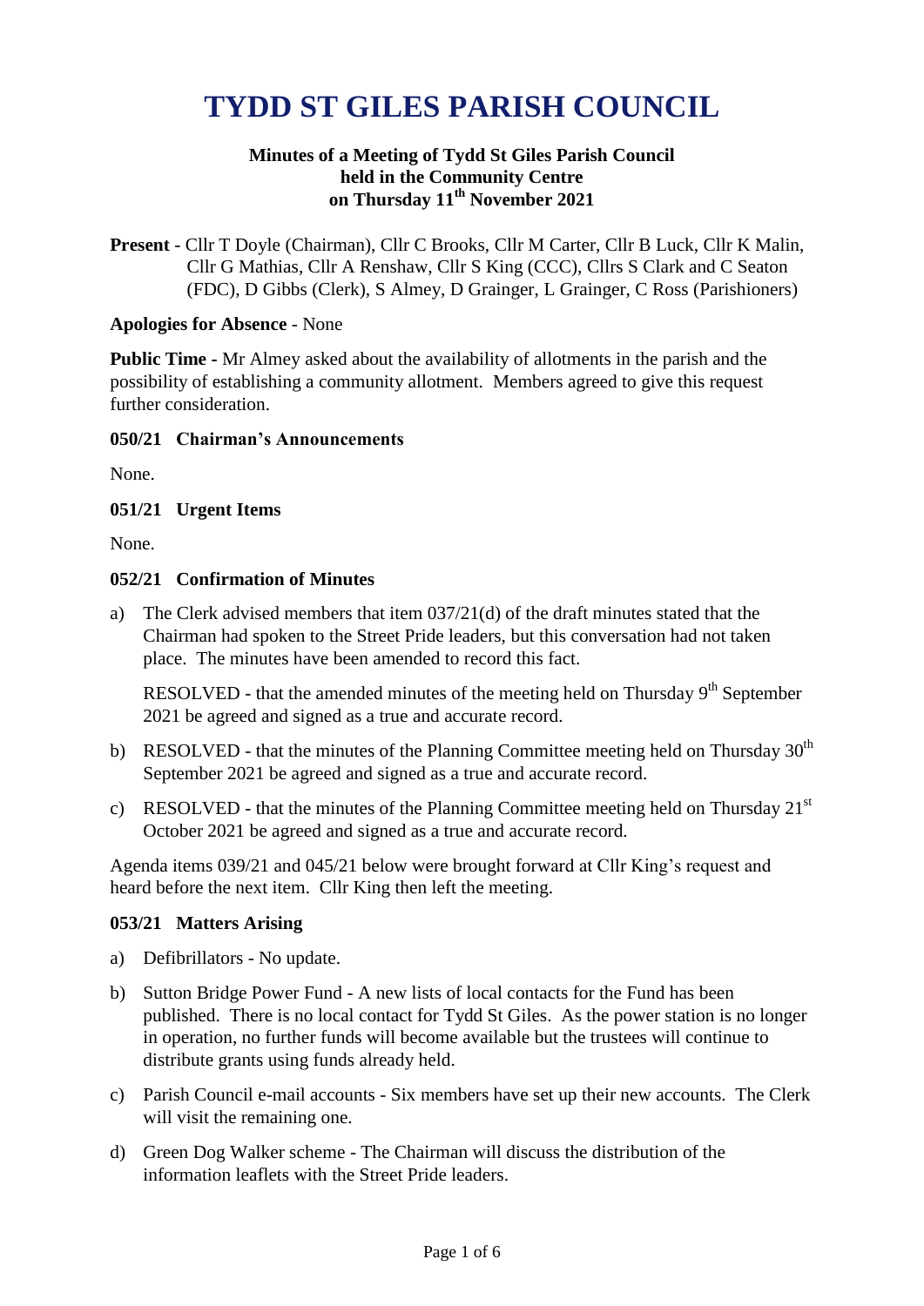# TYDD ST GILES PARISH COUNCIL

**Minutes of a Meeting of Tydd St Giles Parish Council held in the Community Centre on Thursday 11th November 2021**

**Present** - Cllr T Doyle (Chairman), Cllr C Brooks, Cllr M Carter, Cllr B Luck, Cllr K Malin, Cllr G Mathias, Cllr A Renshaw, Cllr S King (CCC), Cllrs S Clark and C Seaton (FDC), D Gibbs (Clerk), S Almey, D Grainger, L Grainger, C Ross (Parishioners)

**Apologies for Absence** - None

**Public Time** - Mr Almey asked about the availability of allotments in the parish and the possibility of establishing a community allotment. Members agreed to give this request further consideration.

### 050/21 Chairman's Announcements

None.

### 051/21 Urgent Items

None.

### 052/21 Confirmation of Minutes

a) The Clerk advised members that item 037/21(d) of the draft minutes stated that the Chairman had spoken to the Street Pride leaders, but this conversation had not taken place. The minutes have been amended to record this fact.

   RESOLVED - that the amended minutes of the meeting held on Thursday 9th September 2021 be agreed and signed as a true and accurate record.

b) RESOLVED - that the minutes of the Planning Committee meeting held on Thursday 30th September 2021 be agreed and signed as a true and accurate record.

c) RESOLVED - that the minutes of the Planning Committee meeting held on Thursday 21st October 2021 be agreed and signed as a true and accurate record.

Agenda items 039/21 and 045/21 below were brought forward at Cllr King's request and heard before the next item. Cllr King then left the meeting.

### 053/21 Matters Arising

a) Defibrillators - No update.

b) Sutton Bridge Power Fund - A new lists of local contacts for the Fund has been published. There is no local contact for Tydd St Giles. As the power station is no longer in operation, no further funds will become available but the trustees will continue to distribute grants using funds already held.

c) Parish Council e-mail accounts - Six members have set up their new accounts. The Clerk will visit the remaining one.

d) Green Dog Walker scheme - The Chairman will discuss the distribution of the information leaflets with the Street Pride leaders.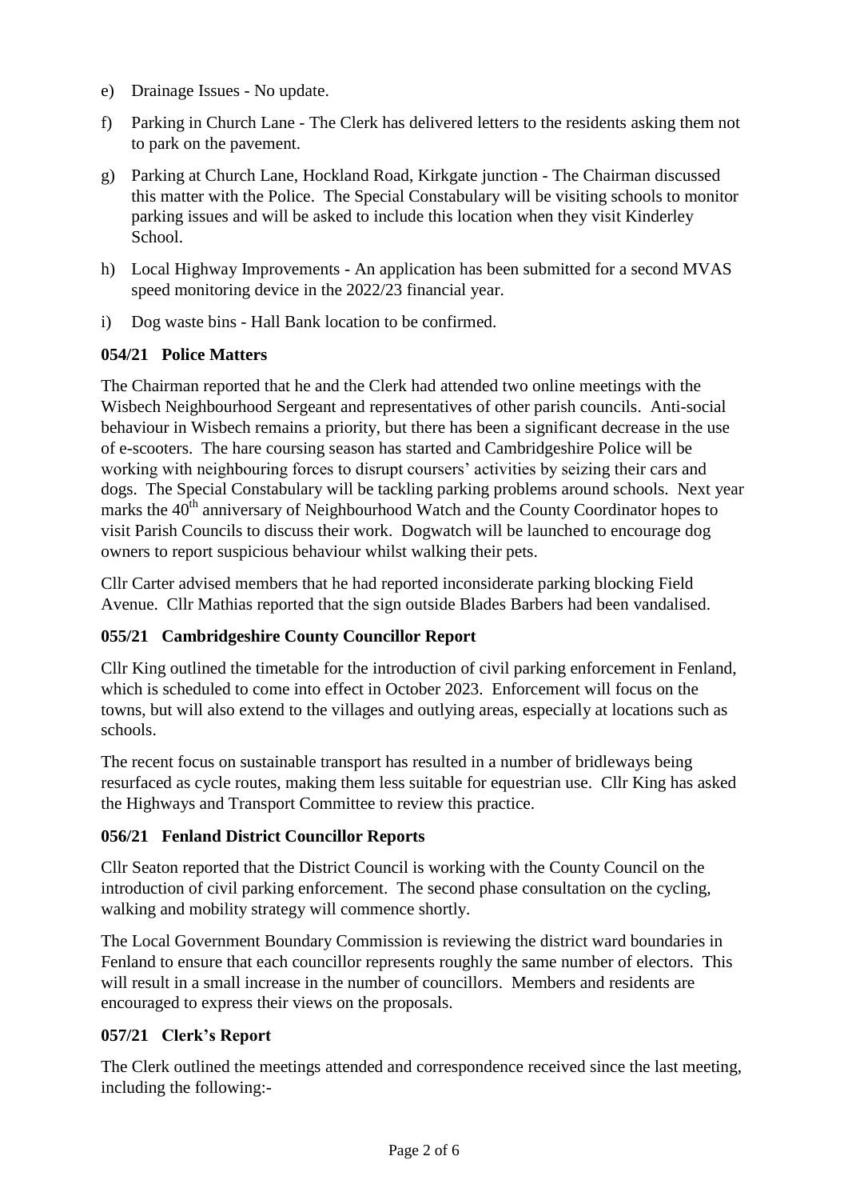e) Drainage Issues - No update.

f) Parking in Church Lane - The Clerk has delivered letters to the residents asking them not to park on the pavement.

g) Parking at Church Lane, Hockland Road, Kirkgate junction - The Chairman discussed this matter with the Police. The Special Constabulary will be visiting schools to monitor parking issues and will be asked to include this location when they visit Kinderley School.

h) Local Highway Improvements - An application has been submitted for a second MVAS speed monitoring device in the 2022/23 financial year.

i) Dog waste bins - Hall Bank location to be confirmed.

**054/21 Police Matters**

The Chairman reported that he and the Clerk had attended two online meetings with the Wisbech Neighbourhood Sergeant and representatives of other parish councils. Anti-social behaviour in Wisbech remains a priority, but there has been a significant decrease in the use of e-scooters. The hare coursing season has started and Cambridgeshire Police will be working with neighbouring forces to disrupt coursers' activities by seizing their cars and dogs. The Special Constabulary will be tackling parking problems around schools. Next year marks the 40th anniversary of Neighbourhood Watch and the County Coordinator hopes to visit Parish Councils to discuss their work. Dogwatch will be launched to encourage dog owners to report suspicious behaviour whilst walking their pets.

Cllr Carter advised members that he had reported inconsiderate parking blocking Field Avenue. Cllr Mathias reported that the sign outside Blades Barbers had been vandalised.

**055/21 Cambridgeshire County Councillor Report**

Cllr King outlined the timetable for the introduction of civil parking enforcement in Fenland, which is scheduled to come into effect in October 2023. Enforcement will focus on the towns, but will also extend to the villages and outlying areas, especially at locations such as schools.

The recent focus on sustainable transport has resulted in a number of bridleways being resurfaced as cycle routes, making them less suitable for equestrian use. Cllr King has asked the Highways and Transport Committee to review this practice.

**056/21 Fenland District Councillor Reports**

Cllr Seaton reported that the District Council is working with the County Council on the introduction of civil parking enforcement. The second phase consultation on the cycling, walking and mobility strategy will commence shortly.

The Local Government Boundary Commission is reviewing the district ward boundaries in Fenland to ensure that each councillor represents roughly the same number of electors. This will result in a small increase in the number of councillors. Members and residents are encouraged to express their views on the proposals.

**057/21 Clerk's Report**

The Clerk outlined the meetings attended and correspondence received since the last meeting, including the following:-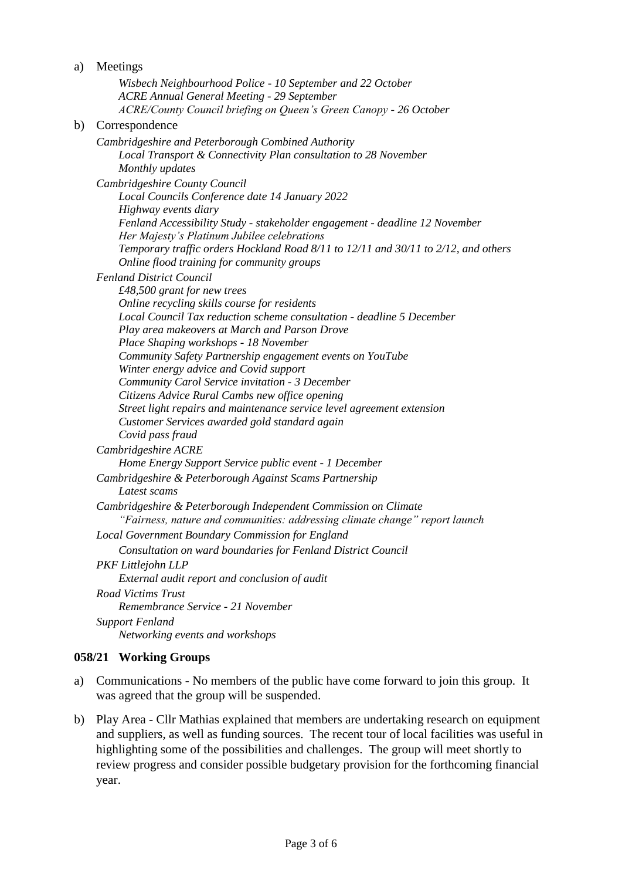a) Meetings

   *Wisbech Neighbourhood Police - 10 September and 22 October*
   *ACRE Annual General Meeting - 29 September*
   *ACRE/County Council briefing on Queen's Green Canopy - 26 October*

b) Correspondence

   *Cambridgeshire and Peterborough Combined Authority*
   - *Local Transport & Connectivity Plan consultation to 28 November*
   - *Monthly updates*

   *Cambridgeshire County Council*
   - *Local Councils Conference date 14 January 2022*
   - *Highway events diary*
   - *Fenland Accessibility Study - stakeholder engagement - deadline 12 November*
   - *Her Majesty's Platinum Jubilee celebrations*
   - *Temporary traffic orders Hockland Road 8/11 to 12/11 and 30/11 to 2/12, and others*
   - *Online flood training for community groups*

   *Fenland District Council*
   - *£48,500 grant for new trees*
   - *Online recycling skills course for residents*
   - *Local Council Tax reduction scheme consultation - deadline 5 December*
   - *Play area makeovers at March and Parson Drove*
   - *Place Shaping workshops - 18 November*
   - *Community Safety Partnership engagement events on YouTube*
   - *Winter energy advice and Covid support*
   - *Community Carol Service invitation - 3 December*
   - *Citizens Advice Rural Cambs new office opening*
   - *Street light repairs and maintenance service level agreement extension*
   - *Customer Services awarded gold standard again*
   - *Covid pass fraud*

   *Cambridgeshire ACRE*
   - *Home Energy Support Service public event - 1 December*

   *Cambridgeshire & Peterborough Against Scams Partnership*
   - *Latest scams*

   *Cambridgeshire & Peterborough Independent Commission on Climate*
   - *"Fairness, nature and communities: addressing climate change" report launch*

   *Local Government Boundary Commission for England*
   - *Consultation on ward boundaries for Fenland District Council*

   *PKF Littlejohn LLP*
   - *External audit report and conclusion of audit*

   *Road Victims Trust*
   - *Remembrance Service - 21 November*

   *Support Fenland*
   - *Networking events and workshops*

## 058/21 Working Groups

a) Communications - No members of the public have come forward to join this group. It was agreed that the group will be suspended.

b) Play Area - Cllr Mathias explained that members are undertaking research on equipment and suppliers, as well as funding sources. The recent tour of local facilities was useful in highlighting some of the possibilities and challenges. The group will meet shortly to review progress and consider possible budgetary provision for the forthcoming financial year.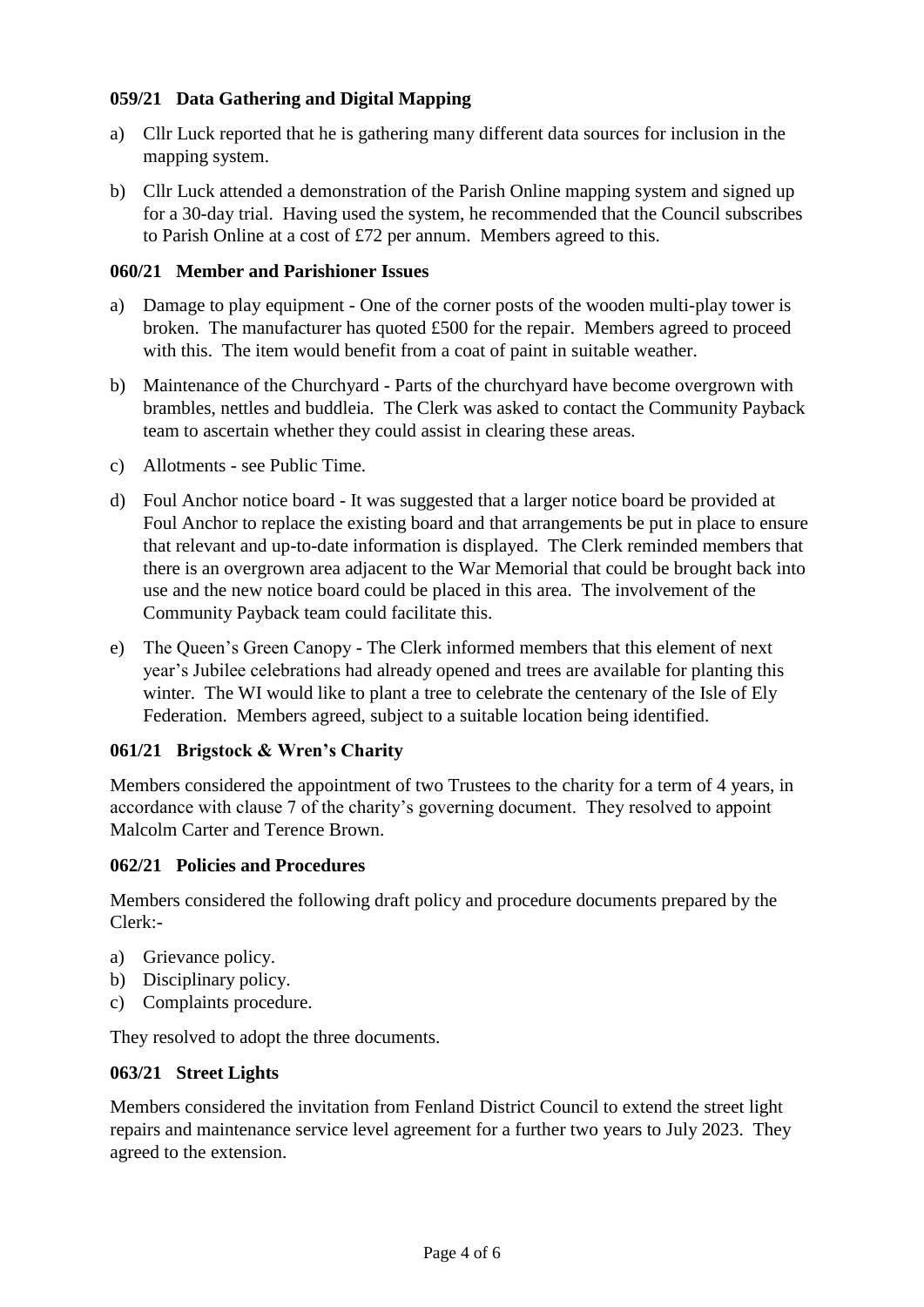### 059/21 Data Gathering and Digital Mapping

a) Cllr Luck reported that he is gathering many different data sources for inclusion in the mapping system.

b) Cllr Luck attended a demonstration of the Parish Online mapping system and signed up for a 30-day trial. Having used the system, he recommended that the Council subscribes to Parish Online at a cost of £72 per annum. Members agreed to this.

### 060/21 Member and Parishioner Issues

a) Damage to play equipment - One of the corner posts of the wooden multi-play tower is broken. The manufacturer has quoted £500 for the repair. Members agreed to proceed with this. The item would benefit from a coat of paint in suitable weather.

b) Maintenance of the Churchyard - Parts of the churchyard have become overgrown with brambles, nettles and buddleia. The Clerk was asked to contact the Community Payback team to ascertain whether they could assist in clearing these areas.

c) Allotments - see Public Time.

d) Foul Anchor notice board - It was suggested that a larger notice board be provided at Foul Anchor to replace the existing board and that arrangements be put in place to ensure that relevant and up-to-date information is displayed. The Clerk reminded members that there is an overgrown area adjacent to the War Memorial that could be brought back into use and the new notice board could be placed in this area. The involvement of the Community Payback team could facilitate this.

e) The Queen's Green Canopy - The Clerk informed members that this element of next year's Jubilee celebrations had already opened and trees are available for planting this winter. The WI would like to plant a tree to celebrate the centenary of the Isle of Ely Federation. Members agreed, subject to a suitable location being identified.

### 061/21 Brigstock & Wren's Charity

Members considered the appointment of two Trustees to the charity for a term of 4 years, in accordance with clause 7 of the charity's governing document. They resolved to appoint Malcolm Carter and Terence Brown.

### 062/21 Policies and Procedures

Members considered the following draft policy and procedure documents prepared by the Clerk:-

a) Grievance policy.
b) Disciplinary policy.
c) Complaints procedure.

They resolved to adopt the three documents.

### 063/21 Street Lights

Members considered the invitation from Fenland District Council to extend the street light repairs and maintenance service level agreement for a further two years to July 2023. They agreed to the extension.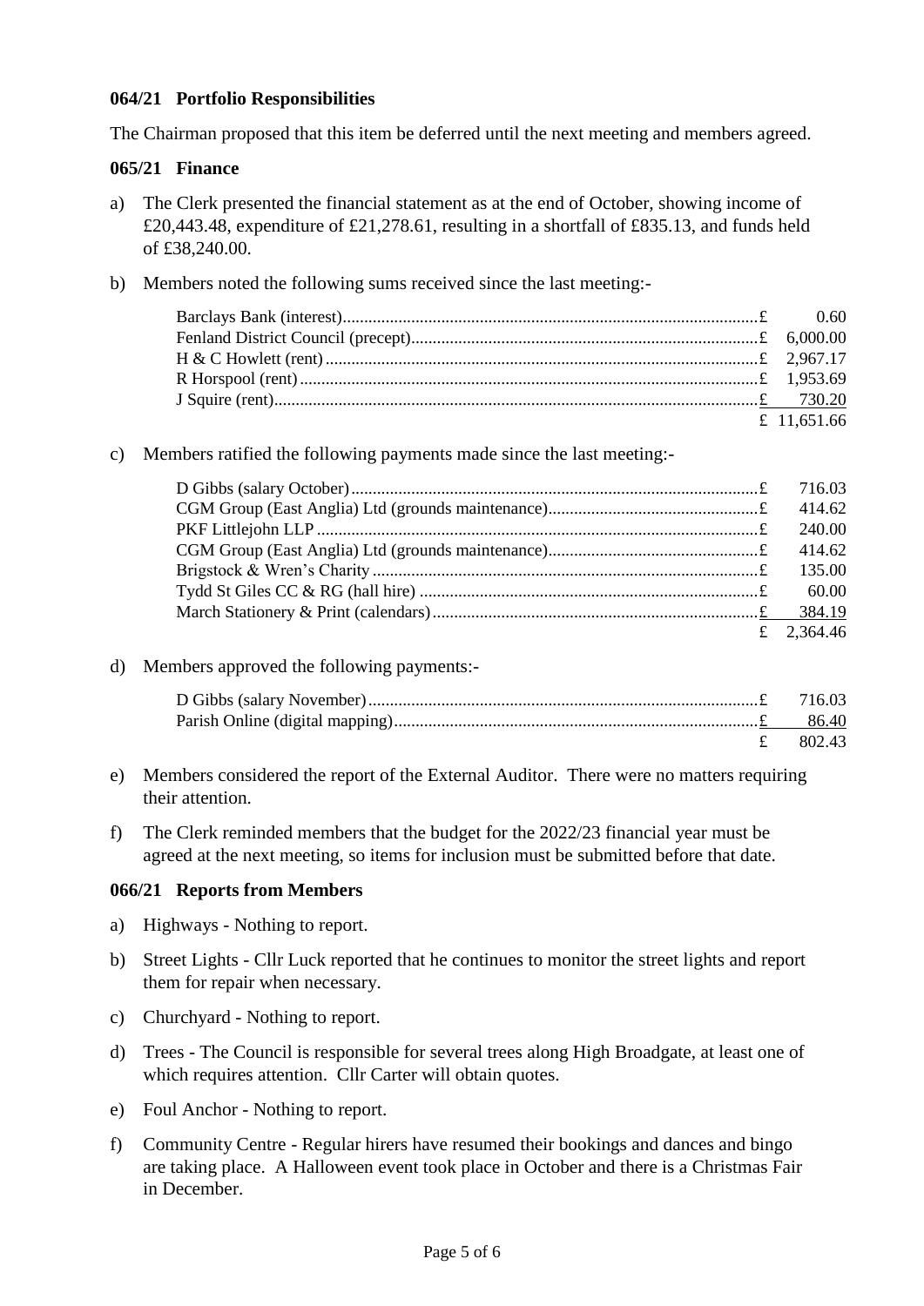### 064/21 Portfolio Responsibilities

The Chairman proposed that this item be deferred until the next meeting and members agreed.

### 065/21 Finance

a) The Clerk presented the financial statement as at the end of October, showing income of £20,443.48, expenditure of £21,278.61, resulting in a shortfall of £835.13, and funds held of £38,240.00.

b) Members noted the following sums received since the last meeting:-

| | |
|---|---|
| Barclays Bank (interest) | £ 0.60 |
| Fenland District Council (precept) | £ 6,000.00 |
| H & C Howlett (rent) | £ 2,967.17 |
| R Horspool (rent) | £ 1,953.69 |
| J Squire (rent) | £ 730.20 |
| | £ 11,651.66 |

c) Members ratified the following payments made since the last meeting:-

| | |
|---|---|
| D Gibbs (salary October) | £ 716.03 |
| CGM Group (East Anglia) Ltd (grounds maintenance) | £ 414.62 |
| PKF Littlejohn LLP | £ 240.00 |
| CGM Group (East Anglia) Ltd (grounds maintenance) | £ 414.62 |
| Brigstock & Wren's Charity | £ 135.00 |
| Tydd St Giles CC & RG (hall hire) | £ 60.00 |
| March Stationery & Print (calendars) | £ 384.19 |
| | £ 2,364.46 |

d) Members approved the following payments:-

| | |
|---|---|
| D Gibbs (salary November) | £ 716.03 |
| Parish Online (digital mapping) | £ 86.40 |
| | £ 802.43 |

e) Members considered the report of the External Auditor. There were no matters requiring their attention.

f) The Clerk reminded members that the budget for the 2022/23 financial year must be agreed at the next meeting, so items for inclusion must be submitted before that date.

### 066/21 Reports from Members

a) Highways - Nothing to report.

b) Street Lights - Cllr Luck reported that he continues to monitor the street lights and report them for repair when necessary.

c) Churchyard - Nothing to report.

d) Trees - The Council is responsible for several trees along High Broadgate, at least one of which requires attention. Cllr Carter will obtain quotes.

e) Foul Anchor - Nothing to report.

f) Community Centre - Regular hirers have resumed their bookings and dances and bingo are taking place. A Halloween event took place in October and there is a Christmas Fair in December.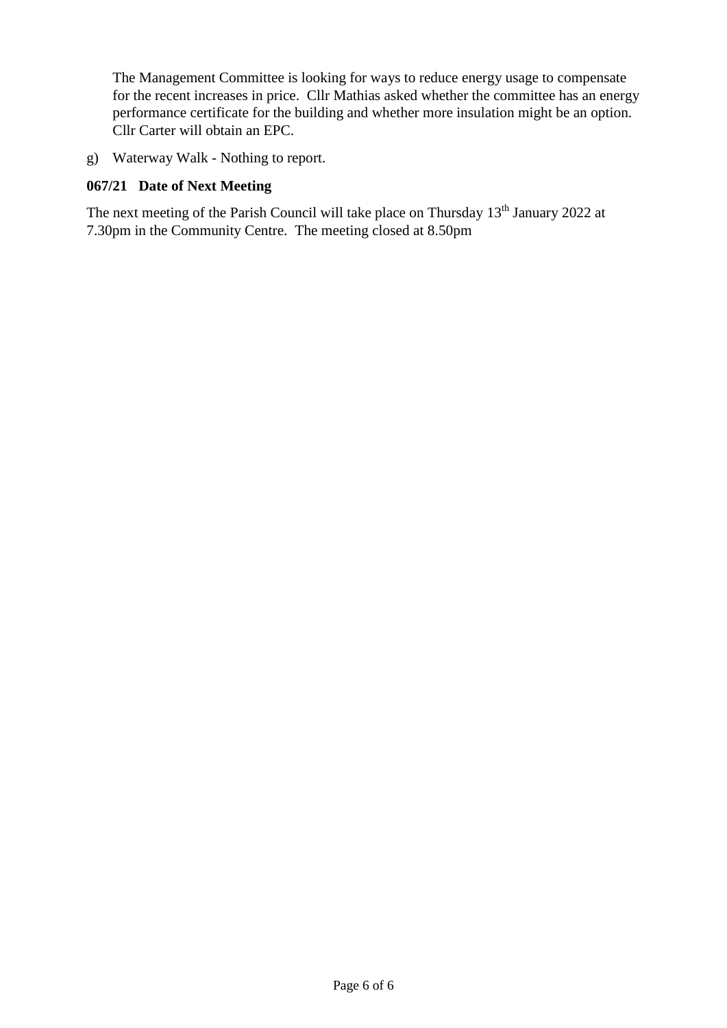The Management Committee is looking for ways to reduce energy usage to compensate for the recent increases in price. Cllr Mathias asked whether the committee has an energy performance certificate for the building and whether more insulation might be an option. Cllr Carter will obtain an EPC.

g) Waterway Walk - Nothing to report.

**067/21 Date of Next Meeting**

The next meeting of the Parish Council will take place on Thursday 13th January 2022 at 7.30pm in the Community Centre. The meeting closed at 8.50pm